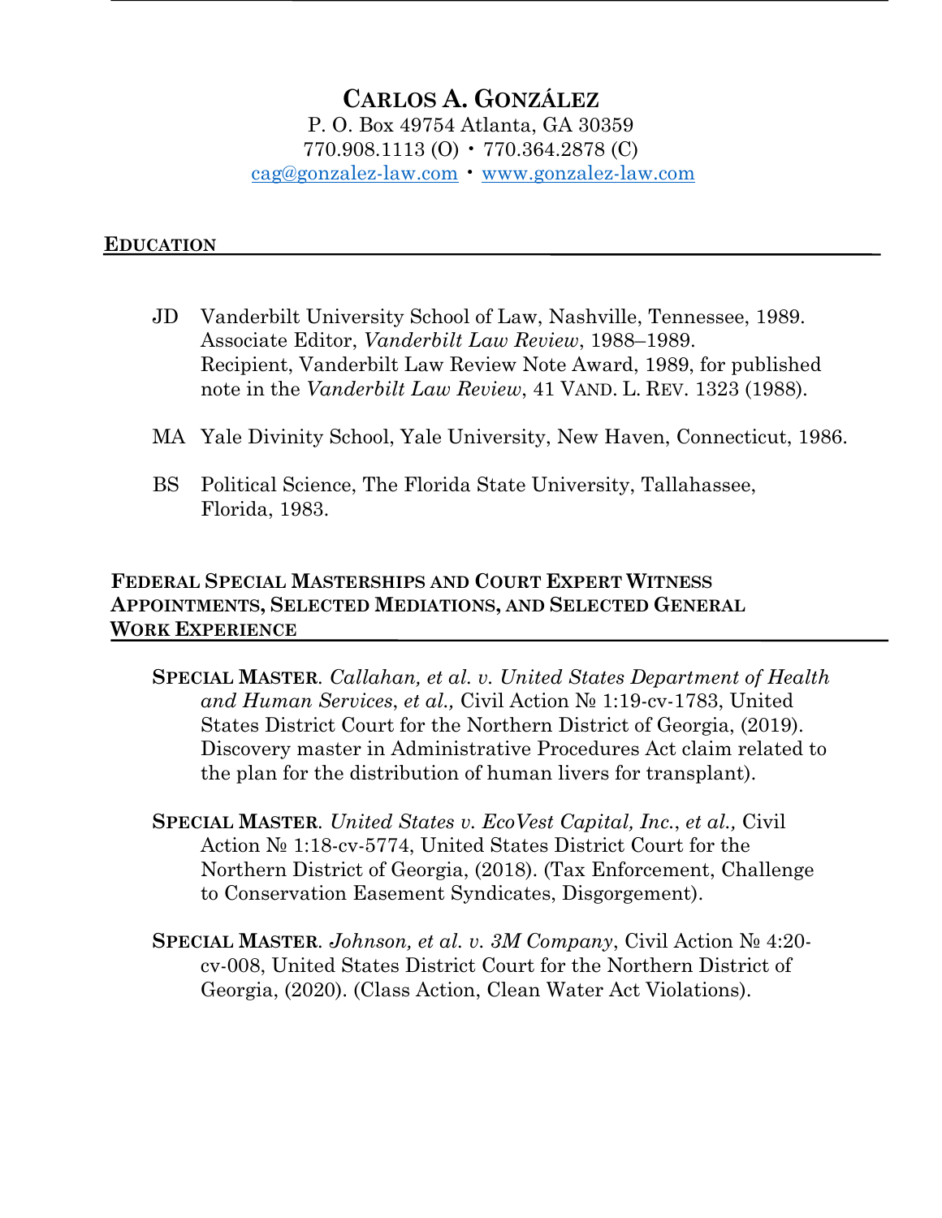# CARLOS A. GONZÁLEZ

P. O. Box 49754 Atlanta, GA 30359
770.908.1113 (O) • 770.364.2878 (C)
cag@gonzalez-law.com • www.gonzalez-law.com

## EDUCATION

JD Vanderbilt University School of Law, Nashville, Tennessee, 1989.
Associate Editor, *Vanderbilt Law Review*, 1988–1989.
Recipient, Vanderbilt Law Review Note Award, 1989, for published note in the *Vanderbilt Law Review*, 41 VAND. L. REV. 1323 (1988).

MA Yale Divinity School, Yale University, New Haven, Connecticut, 1986.

BS Political Science, The Florida State University, Tallahassee, Florida, 1983.

## FEDERAL SPECIAL MASTERSHIPS AND COURT EXPERT WITNESS APPOINTMENTS, SELECTED MEDIATIONS, AND SELECTED GENERAL WORK EXPERIENCE

**SPECIAL MASTER**. *Callahan, et al. v. United States Department of Health and Human Services*, *et al.,* Civil Action № 1:19-cv-1783, United States District Court for the Northern District of Georgia, (2019). Discovery master in Administrative Procedures Act claim related to the plan for the distribution of human livers for transplant).

**SPECIAL MASTER**. *United States v. EcoVest Capital, Inc.*, *et al.,* Civil Action № 1:18-cv-5774, United States District Court for the Northern District of Georgia, (2018). (Tax Enforcement, Challenge to Conservation Easement Syndicates, Disgorgement).

**SPECIAL MASTER**. *Johnson, et al. v. 3M Company*, Civil Action № 4:20-cv-008, United States District Court for the Northern District of Georgia, (2020). (Class Action, Clean Water Act Violations).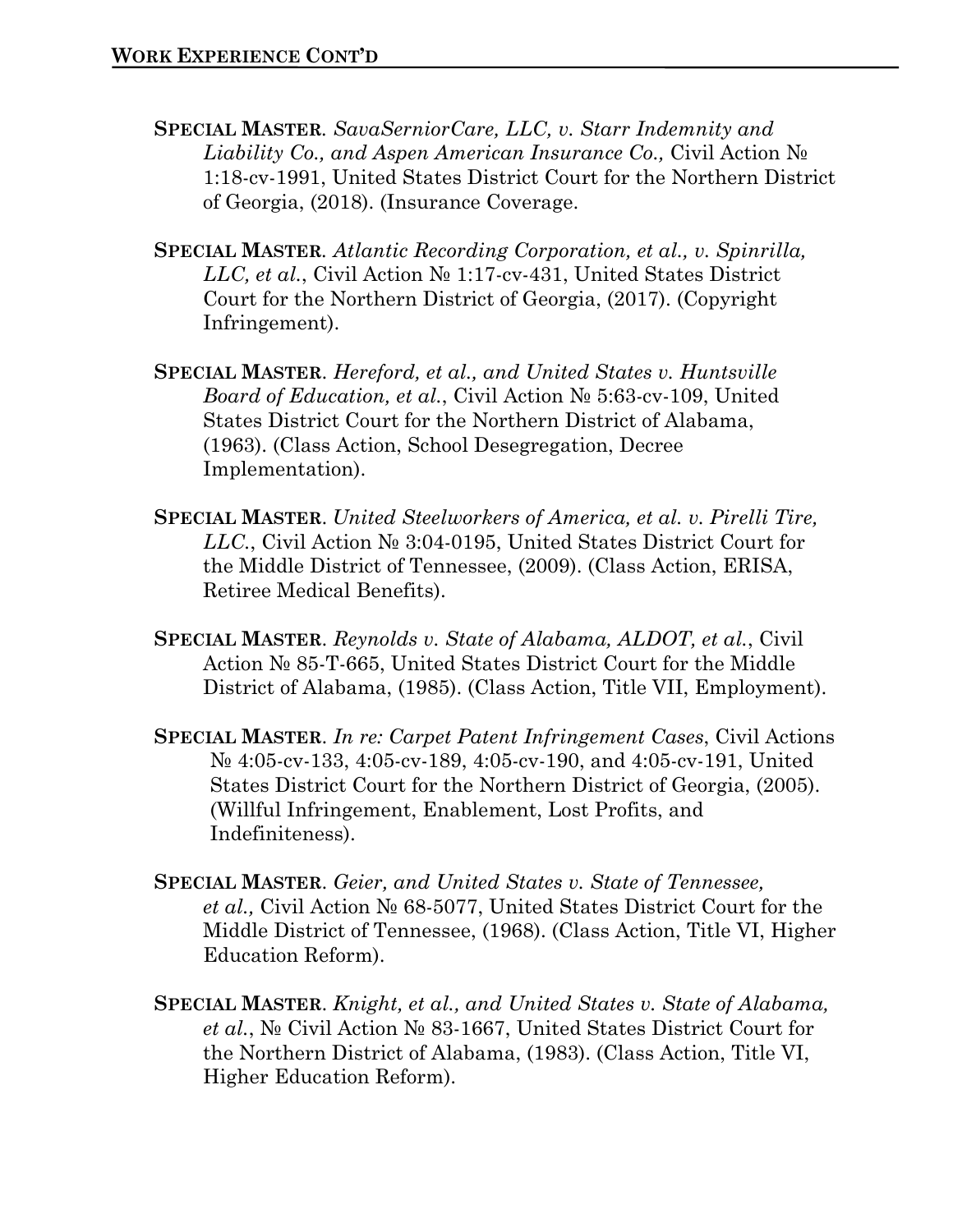## WORK EXPERIENCE CONT'D

**SPECIAL MASTER**. *SavaSerniorCare, LLC, v. Starr Indemnity and Liability Co., and Aspen American Insurance Co.,* Civil Action № 1:18-cv-1991, United States District Court for the Northern District of Georgia, (2018). (Insurance Coverage.

**SPECIAL MASTER**. *Atlantic Recording Corporation, et al., v. Spinrilla, LLC, et al.*, Civil Action № 1:17-cv-431, United States District Court for the Northern District of Georgia, (2017). (Copyright Infringement).

**SPECIAL MASTER**. *Hereford, et al., and United States v. Huntsville Board of Education, et al.*, Civil Action № 5:63-cv-109, United States District Court for the Northern District of Alabama, (1963). (Class Action, School Desegregation, Decree Implementation).

**SPECIAL MASTER**. *United Steelworkers of America, et al. v. Pirelli Tire, LLC.*, Civil Action № 3:04-0195, United States District Court for the Middle District of Tennessee, (2009). (Class Action, ERISA, Retiree Medical Benefits).

**SPECIAL MASTER**. *Reynolds v. State of Alabama, ALDOT, et al.*, Civil Action № 85-T-665, United States District Court for the Middle District of Alabama, (1985). (Class Action, Title VII, Employment).

**SPECIAL MASTER**. *In re: Carpet Patent Infringement Cases*, Civil Actions № 4:05-cv-133, 4:05-cv-189, 4:05-cv-190, and 4:05-cv-191, United States District Court for the Northern District of Georgia, (2005). (Willful Infringement, Enablement, Lost Profits, and Indefiniteness).

**SPECIAL MASTER**. *Geier, and United States v. State of Tennessee, et al.,* Civil Action № 68-5077, United States District Court for the Middle District of Tennessee, (1968). (Class Action, Title VI, Higher Education Reform).

**SPECIAL MASTER**. *Knight, et al., and United States v. State of Alabama, et al.*, № Civil Action № 83-1667, United States District Court for the Northern District of Alabama, (1983). (Class Action, Title VI, Higher Education Reform).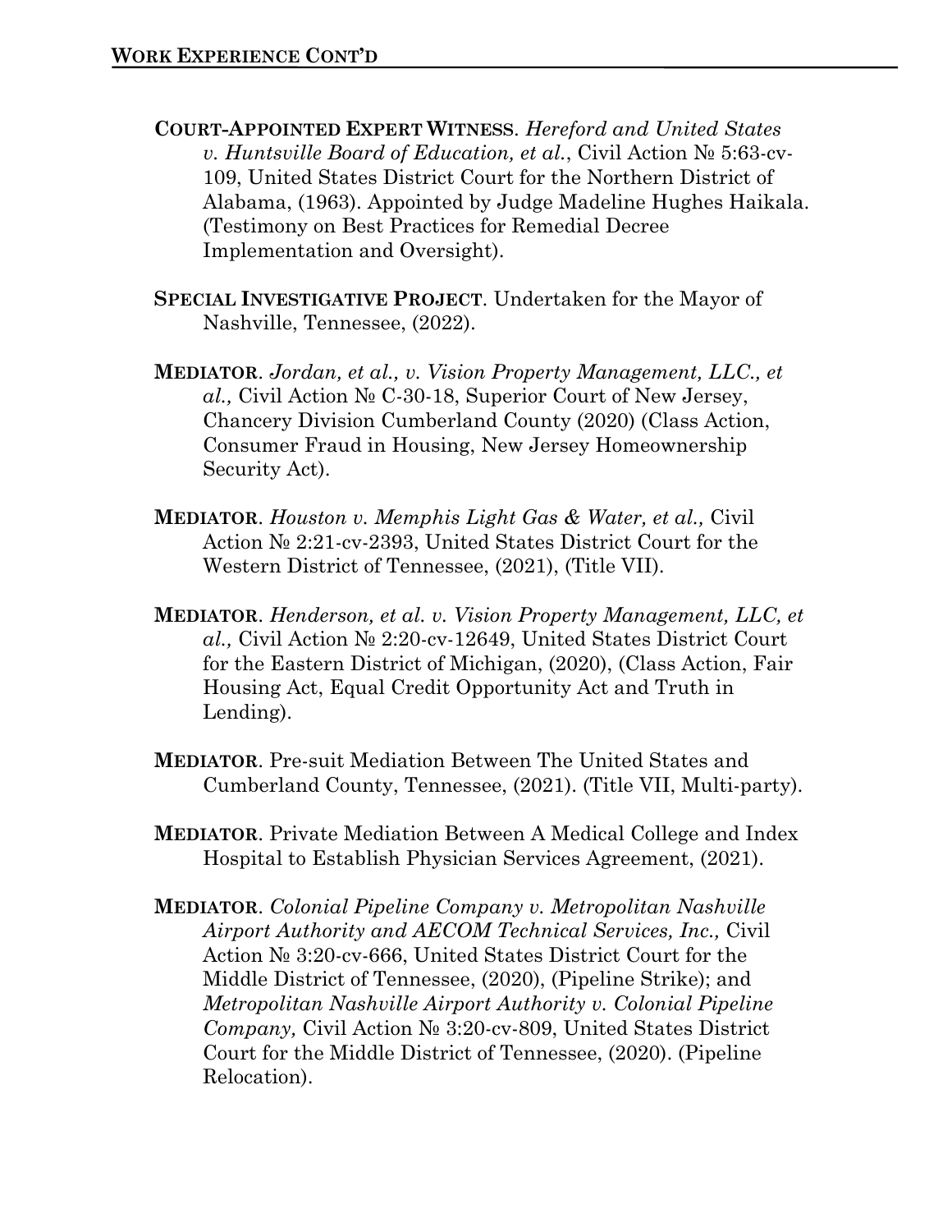## WORK EXPERIENCE CONT'D

**COURT-APPOINTED EXPERT WITNESS**. *Hereford and United States v. Huntsville Board of Education, et al.*, Civil Action № 5:63-cv-109, United States District Court for the Northern District of Alabama, (1963). Appointed by Judge Madeline Hughes Haikala. (Testimony on Best Practices for Remedial Decree Implementation and Oversight).

**SPECIAL INVESTIGATIVE PROJECT**. Undertaken for the Mayor of Nashville, Tennessee, (2022).

**MEDIATOR**. *Jordan, et al., v. Vision Property Management, LLC., et al.,* Civil Action № C-30-18, Superior Court of New Jersey, Chancery Division Cumberland County (2020) (Class Action, Consumer Fraud in Housing, New Jersey Homeownership Security Act).

**MEDIATOR**. *Houston v. Memphis Light Gas & Water, et al.,* Civil Action № 2:21-cv-2393, United States District Court for the Western District of Tennessee, (2021), (Title VII).

**MEDIATOR**. *Henderson, et al. v. Vision Property Management, LLC, et al.,* Civil Action № 2:20-cv-12649, United States District Court for the Eastern District of Michigan, (2020), (Class Action, Fair Housing Act, Equal Credit Opportunity Act and Truth in Lending).

**MEDIATOR**. Pre-suit Mediation Between The United States and Cumberland County, Tennessee, (2021). (Title VII, Multi-party).

**MEDIATOR**. Private Mediation Between A Medical College and Index Hospital to Establish Physician Services Agreement, (2021).

**MEDIATOR**. *Colonial Pipeline Company v. Metropolitan Nashville Airport Authority and AECOM Technical Services, Inc.,* Civil Action № 3:20-cv-666, United States District Court for the Middle District of Tennessee, (2020), (Pipeline Strike); and *Metropolitan Nashville Airport Authority v. Colonial Pipeline Company,* Civil Action № 3:20-cv-809, United States District Court for the Middle District of Tennessee, (2020). (Pipeline Relocation).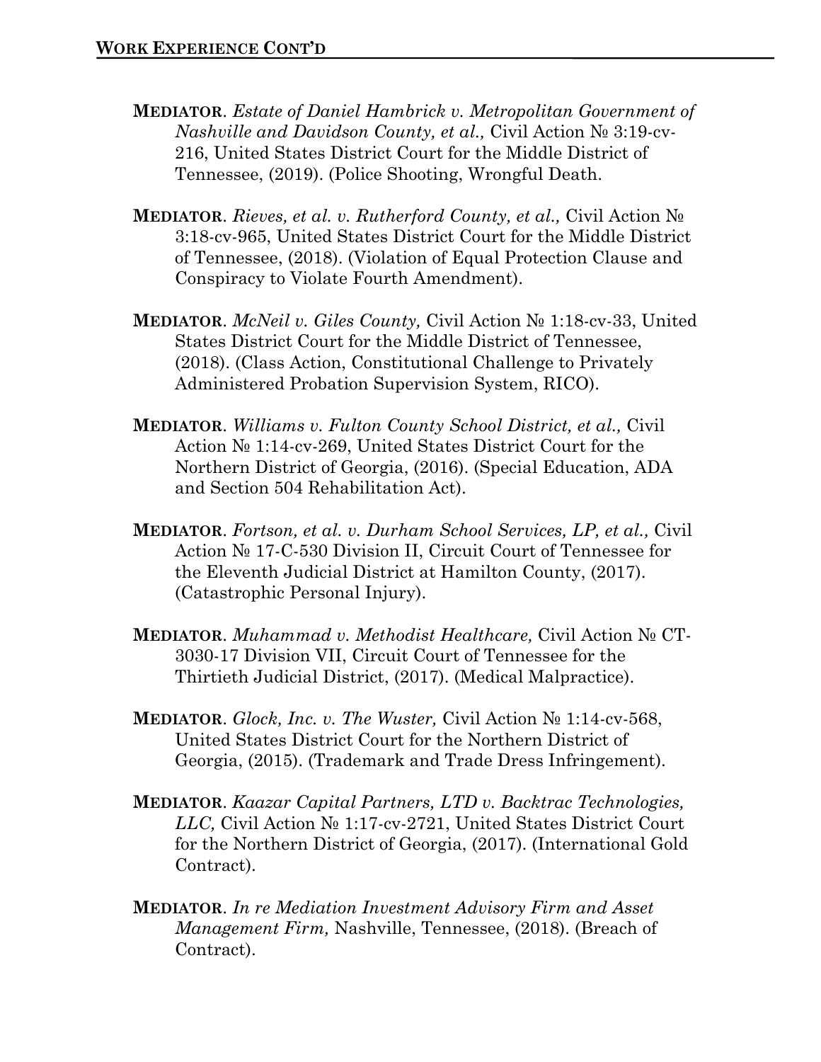## WORK EXPERIENCE CONT'D

**MEDIATOR**. *Estate of Daniel Hambrick v. Metropolitan Government of Nashville and Davidson County, et al.,* Civil Action № 3:19-cv-216, United States District Court for the Middle District of Tennessee, (2019). (Police Shooting, Wrongful Death.

**MEDIATOR**. *Rieves, et al. v. Rutherford County, et al.,* Civil Action № 3:18-cv-965, United States District Court for the Middle District of Tennessee, (2018). (Violation of Equal Protection Clause and Conspiracy to Violate Fourth Amendment).

**MEDIATOR**. *McNeil v. Giles County,* Civil Action № 1:18-cv-33, United States District Court for the Middle District of Tennessee, (2018). (Class Action, Constitutional Challenge to Privately Administered Probation Supervision System, RICO).

**MEDIATOR**. *Williams v. Fulton County School District, et al.,* Civil Action № 1:14-cv-269, United States District Court for the Northern District of Georgia, (2016). (Special Education, ADA and Section 504 Rehabilitation Act).

**MEDIATOR**. *Fortson, et al. v. Durham School Services, LP, et al.,* Civil Action № 17-C-530 Division II, Circuit Court of Tennessee for the Eleventh Judicial District at Hamilton County, (2017). (Catastrophic Personal Injury).

**MEDIATOR**. *Muhammad v. Methodist Healthcare,* Civil Action № CT-3030-17 Division VII, Circuit Court of Tennessee for the Thirtieth Judicial District, (2017). (Medical Malpractice).

**MEDIATOR**. *Glock, Inc. v. The Wuster,* Civil Action № 1:14-cv-568, United States District Court for the Northern District of Georgia, (2015). (Trademark and Trade Dress Infringement).

**MEDIATOR**. *Kaazar Capital Partners, LTD v. Backtrac Technologies, LLC,* Civil Action № 1:17-cv-2721, United States District Court for the Northern District of Georgia, (2017). (International Gold Contract).

**MEDIATOR**. *In re Mediation Investment Advisory Firm and Asset Management Firm,* Nashville, Tennessee, (2018). (Breach of Contract).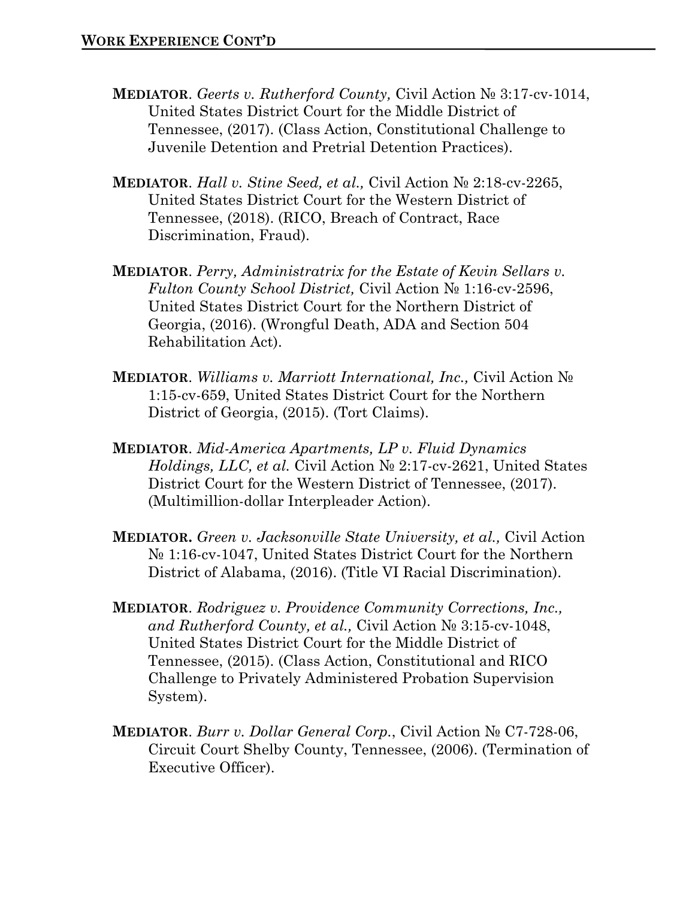## WORK EXPERIENCE CONT'D

**MEDIATOR**. *Geerts v. Rutherford County,* Civil Action № 3:17-cv-1014, United States District Court for the Middle District of Tennessee, (2017). (Class Action, Constitutional Challenge to Juvenile Detention and Pretrial Detention Practices).

**MEDIATOR**. *Hall v. Stine Seed, et al.,* Civil Action № 2:18-cv-2265, United States District Court for the Western District of Tennessee, (2018). (RICO, Breach of Contract, Race Discrimination, Fraud).

**MEDIATOR**. *Perry, Administratrix for the Estate of Kevin Sellars v. Fulton County School District,* Civil Action № 1:16-cv-2596, United States District Court for the Northern District of Georgia, (2016). (Wrongful Death, ADA and Section 504 Rehabilitation Act).

**MEDIATOR**. *Williams v. Marriott International, Inc.,* Civil Action № 1:15-cv-659, United States District Court for the Northern District of Georgia, (2015). (Tort Claims).

**MEDIATOR**. *Mid-America Apartments, LP v. Fluid Dynamics Holdings, LLC, et al.* Civil Action № 2:17-cv-2621, United States District Court for the Western District of Tennessee, (2017). (Multimillion-dollar Interpleader Action).

**MEDIATOR.** *Green v. Jacksonville State University, et al.,* Civil Action № 1:16-cv-1047, United States District Court for the Northern District of Alabama, (2016). (Title VI Racial Discrimination).

**MEDIATOR**. *Rodriguez v. Providence Community Corrections, Inc., and Rutherford County, et al.,* Civil Action № 3:15-cv-1048, United States District Court for the Middle District of Tennessee, (2015). (Class Action, Constitutional and RICO Challenge to Privately Administered Probation Supervision System).

**MEDIATOR**. *Burr v. Dollar General Corp.*, Civil Action № C7-728-06, Circuit Court Shelby County, Tennessee, (2006). (Termination of Executive Officer).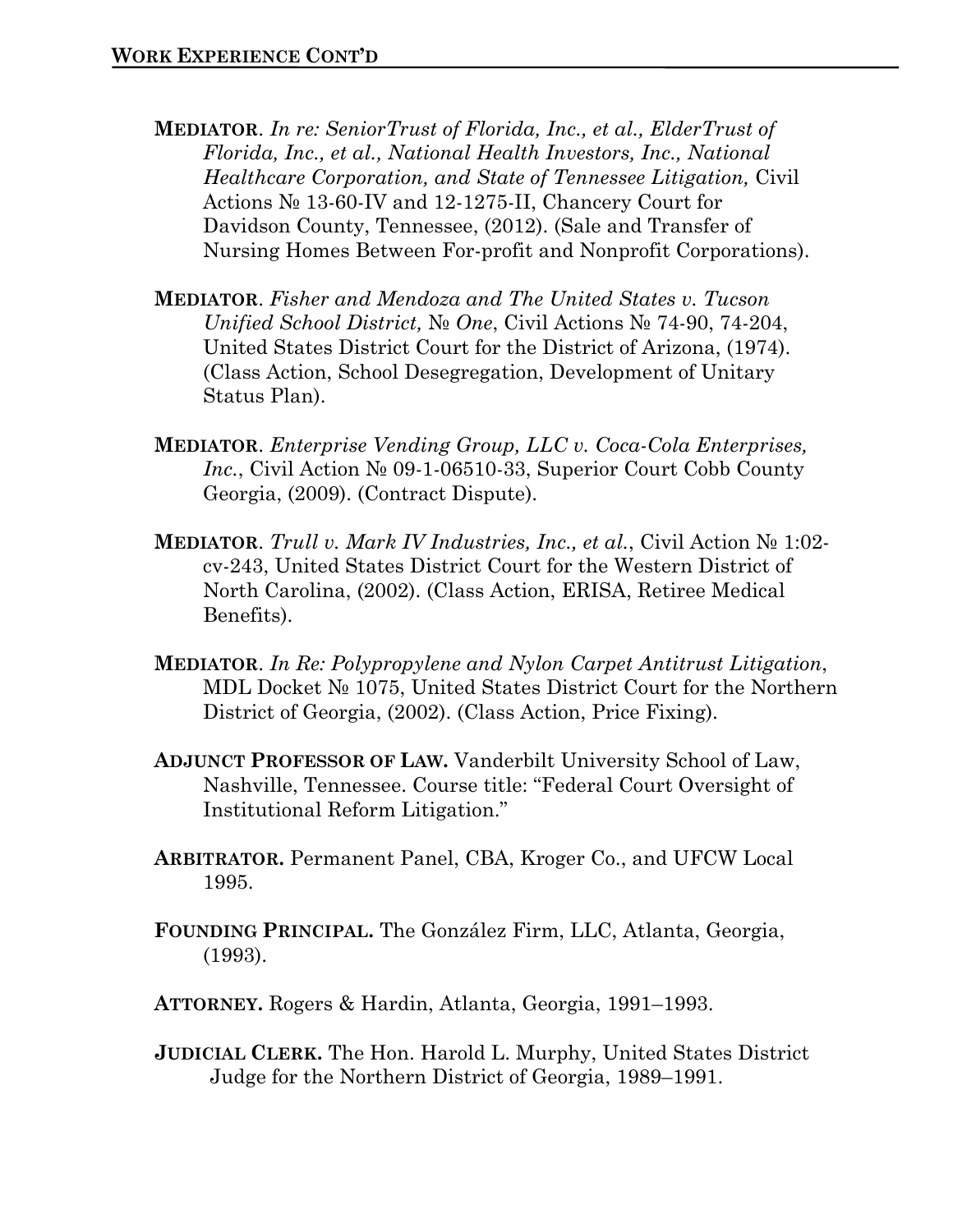## WORK EXPERIENCE CONT'D

**MEDIATOR**. *In re: SeniorTrust of Florida, Inc., et al., ElderTrust of Florida, Inc., et al., National Health Investors, Inc., National Healthcare Corporation, and State of Tennessee Litigation,* Civil Actions № 13-60-IV and 12-1275-II, Chancery Court for Davidson County, Tennessee, (2012). (Sale and Transfer of Nursing Homes Between For-profit and Nonprofit Corporations).

**MEDIATOR**. *Fisher and Mendoza and The United States v. Tucson Unified School District,* № *One*, Civil Actions № 74-90, 74-204, United States District Court for the District of Arizona, (1974). (Class Action, School Desegregation, Development of Unitary Status Plan).

**MEDIATOR**. *Enterprise Vending Group, LLC v. Coca-Cola Enterprises, Inc.*, Civil Action № 09-1-06510-33, Superior Court Cobb County Georgia, (2009). (Contract Dispute).

**MEDIATOR**. *Trull v. Mark IV Industries, Inc., et al.*, Civil Action № 1:02-cv-243, United States District Court for the Western District of North Carolina, (2002). (Class Action, ERISA, Retiree Medical Benefits).

**MEDIATOR**. *In Re: Polypropylene and Nylon Carpet Antitrust Litigation*, MDL Docket № 1075, United States District Court for the Northern District of Georgia, (2002). (Class Action, Price Fixing).

**ADJUNCT PROFESSOR OF LAW.** Vanderbilt University School of Law, Nashville, Tennessee. Course title: "Federal Court Oversight of Institutional Reform Litigation."

**ARBITRATOR.** Permanent Panel, CBA, Kroger Co., and UFCW Local 1995.

**FOUNDING PRINCIPAL.** The González Firm, LLC, Atlanta, Georgia, (1993).

**ATTORNEY.** Rogers & Hardin, Atlanta, Georgia, 1991–1993.

**JUDICIAL CLERK.** The Hon. Harold L. Murphy, United States District Judge for the Northern District of Georgia, 1989–1991.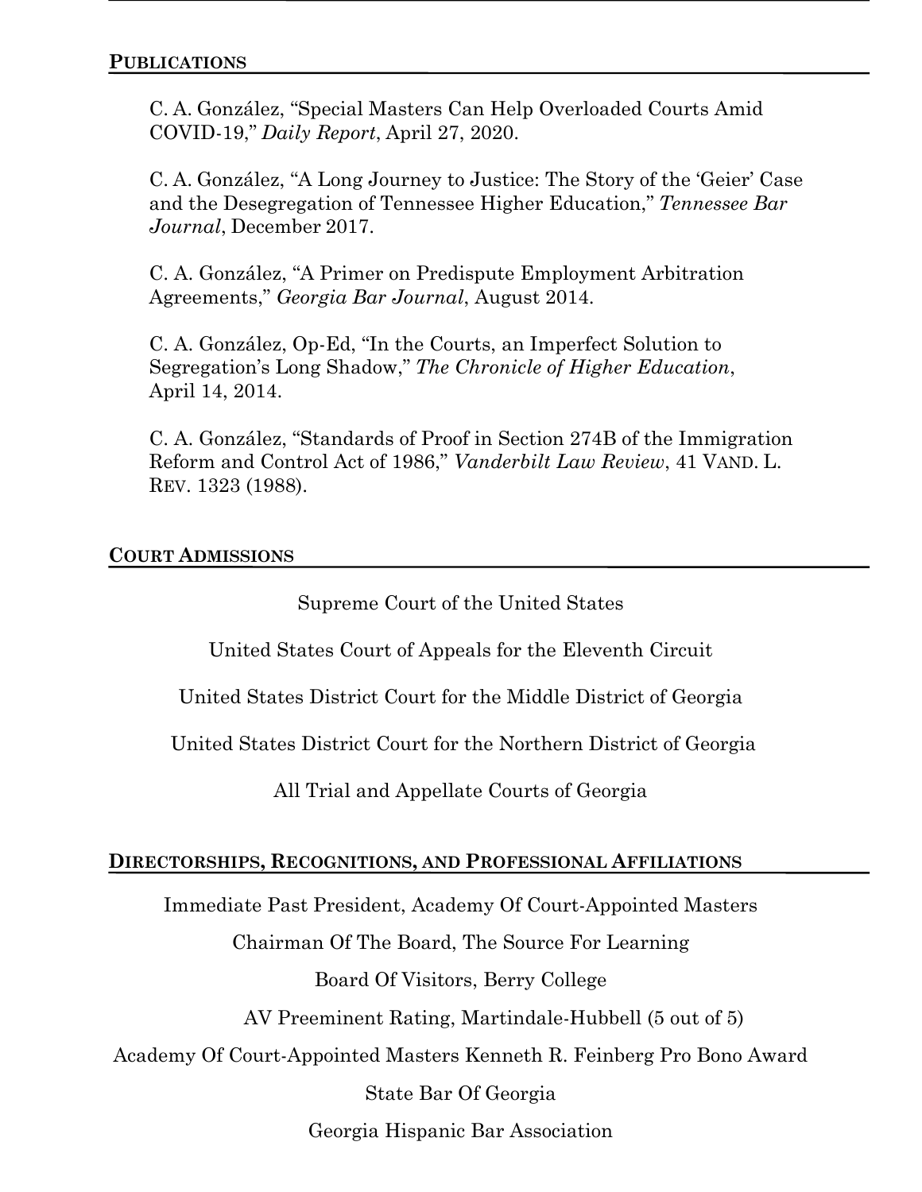## PUBLICATIONS

C. A. González, "Special Masters Can Help Overloaded Courts Amid COVID-19," *Daily Report*, April 27, 2020.

C. A. González, "A Long Journey to Justice: The Story of the 'Geier' Case and the Desegregation of Tennessee Higher Education," *Tennessee Bar Journal*, December 2017.

C. A. González, "A Primer on Predispute Employment Arbitration Agreements," *Georgia Bar Journal*, August 2014.

C. A. González, Op-Ed, "In the Courts, an Imperfect Solution to Segregation's Long Shadow," *The Chronicle of Higher Education*, April 14, 2014.

C. A. González, "Standards of Proof in Section 274B of the Immigration Reform and Control Act of 1986," *Vanderbilt Law Review*, 41 VAND. L. REV. 1323 (1988).

## COURT ADMISSIONS

Supreme Court of the United States

United States Court of Appeals for the Eleventh Circuit

United States District Court for the Middle District of Georgia

United States District Court for the Northern District of Georgia

All Trial and Appellate Courts of Georgia

## DIRECTORSHIPS, RECOGNITIONS, AND PROFESSIONAL AFFILIATIONS

Immediate Past President, Academy Of Court-Appointed Masters

Chairman Of The Board, The Source For Learning

Board Of Visitors, Berry College

AV Preeminent Rating, Martindale-Hubbell (5 out of 5)

Academy Of Court-Appointed Masters Kenneth R. Feinberg Pro Bono Award

State Bar Of Georgia

Georgia Hispanic Bar Association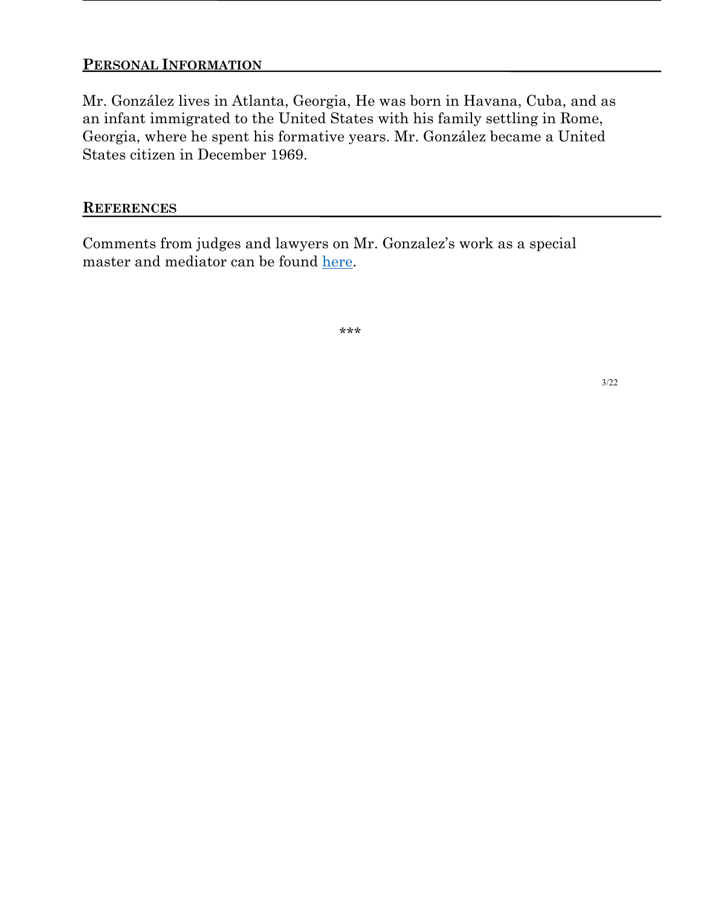## Personal Information

Mr. González lives in Atlanta, Georgia, He was born in Havana, Cuba, and as an infant immigrated to the United States with his family settling in Rome, Georgia, where he spent his formative years. Mr. González became a United States citizen in December 1969.

## References

Comments from judges and lawyers on Mr. Gonzalez's work as a special master and mediator can be found here.

***

3/22